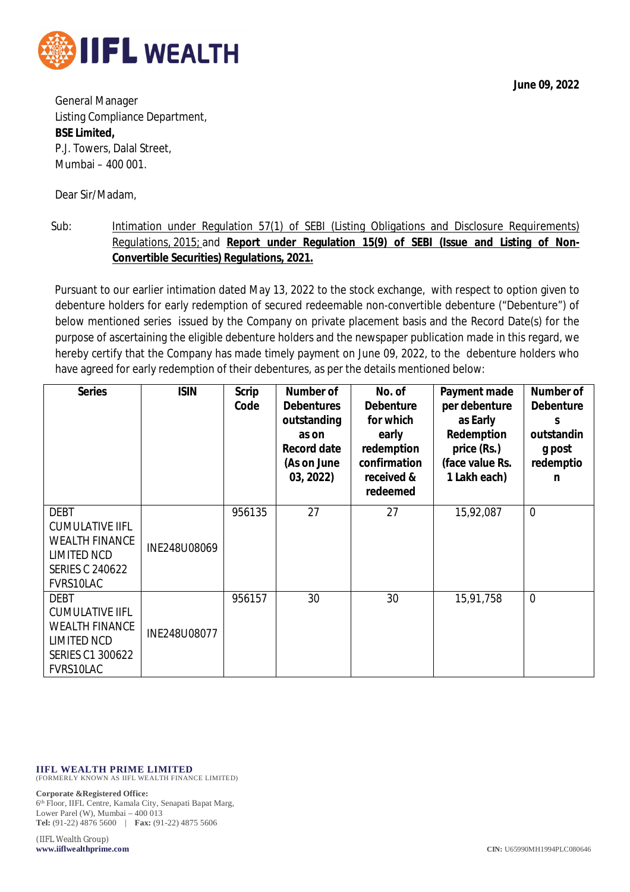**June 09, 2022**

General Manager
Listing Compliance Department,
**BSE Limited,**
P.J. Towers, Dalal Street,
Mumbai – 400 001.

Dear Sir/Madam,

Sub: Intimation under Regulation 57(1) of SEBI (Listing Obligations and Disclosure Requirements) Regulations, 2015; and **Report under Regulation 15(9) of SEBI (Issue and Listing of Non-Convertible Securities) Regulations, 2021.**

Pursuant to our earlier intimation dated May 13, 2022 to the stock exchange, with respect to option given to debenture holders for early redemption of secured redeemable non-convertible debenture ("Debenture") of below mentioned series issued by the Company on private placement basis and the Record Date(s) for the purpose of ascertaining the eligible debenture holders and the newspaper publication made in this regard, we hereby certify that the Company has made timely payment on June 09, 2022, to the debenture holders who have agreed for early redemption of their debentures, as per the details mentioned below:

| Series | ISIN | Scrip Code | Number of Debentures outstanding as on Record date (As on June 03, 2022) | No. of Debenture for which early redemption confirmation received & redeemed | Payment made per debenture as Early Redemption price (Rs.) (face value Rs. 1 Lakh each) | Number of Debentures outstanding post redemption |
|---|---|---|---|---|---|---|
| DEBT CUMULATIVE IIFL WEALTH FINANCE LIMITED NCD SERIES C 240622 FVRS10LAC | INE248U08069 | 956135 | 27 | 27 | 15,92,087 | 0 |
| DEBT CUMULATIVE IIFL WEALTH FINANCE LIMITED NCD SERIES C1 300622 FVRS10LAC | INE248U08077 | 956157 | 30 | 30 | 15,91,758 | 0 |

**IIFL WEALTH PRIME LIMITED**
(FORMERLY KNOWN AS IIFL WEALTH FINANCE LIMITED)

**Corporate &Registered Office:**
6th Floor, IIFL Centre, Kamala City, Senapati Bapat Marg,
Lower Parel (W), Mumbai – 400 013
**Tel:** (91-22) 4876 5600 | **Fax:** (91-22) 4875 5606

(IIFL Wealth Group)
**www.iiflwealthprime.com**

**CIN:** U65990MH1994PLC080646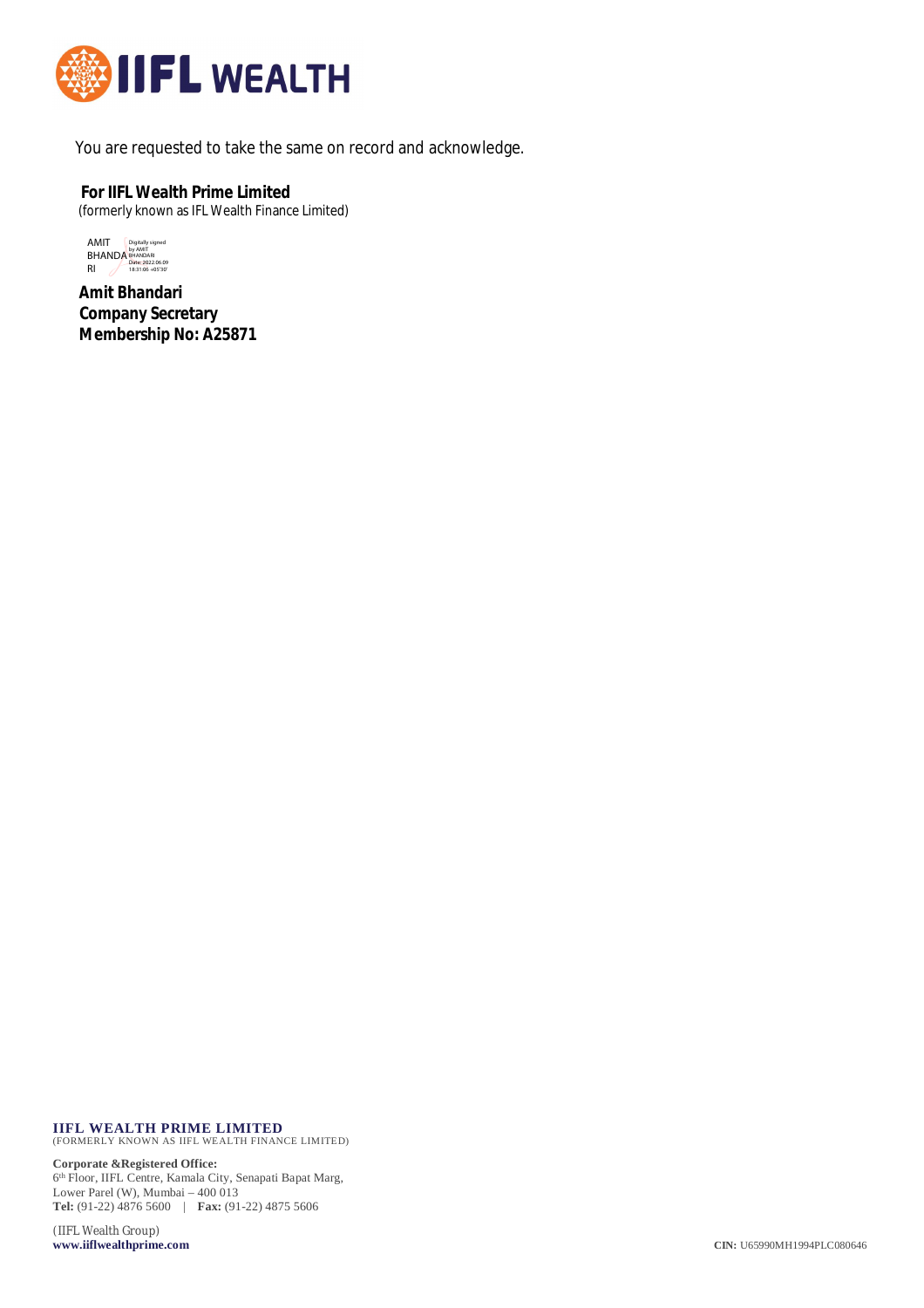You are requested to take the same on record and acknowledge.

**For IIFL Wealth Prime Limited**
(formerly known as IFL Wealth Finance Limited)

AMIT BHANDARI Digitally signed by AMIT BHANDARI Date: 2022.06.09 18:31:06 +05'30'

**Amit Bhandari**
**Company Secretary**
**Membership No: A25871**

**IIFL WEALTH PRIME LIMITED**
(FORMERLY KNOWN AS IIFL WEALTH FINANCE LIMITED)

**Corporate &Registered Office:**
6th Floor, IIFL Centre, Kamala City, Senapati Bapat Marg,
Lower Parel (W), Mumbai – 400 013
**Tel:** (91-22) 4876 5600 | **Fax:** (91-22) 4875 5606

(IIFL Wealth Group)
**www.iiflwealthprime.com**

**CIN:** U65990MH1994PLC080646